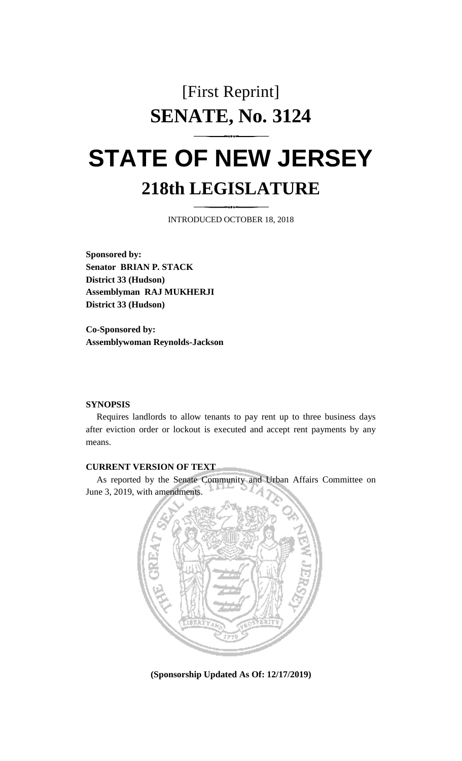[First Reprint]

# SENATE, No. 3124

# STATE OF NEW JERSEY

## 218th LEGISLATURE

INTRODUCED OCTOBER 18, 2018

**Sponsored by:**
**Senator BRIAN P. STACK**
**District 33 (Hudson)**
**Assemblyman RAJ MUKHERJI**
**District 33 (Hudson)**

**Co-Sponsored by:**
**Assemblywoman Reynolds-Jackson**

**SYNOPSIS**

Requires landlords to allow tenants to pay rent up to three business days after eviction order or lockout is executed and accept rent payments by any means.

**CURRENT VERSION OF TEXT**

As reported by the Senate Community and Urban Affairs Committee on June 3, 2019, with amendments.

**(Sponsorship Updated As Of: 12/17/2019)**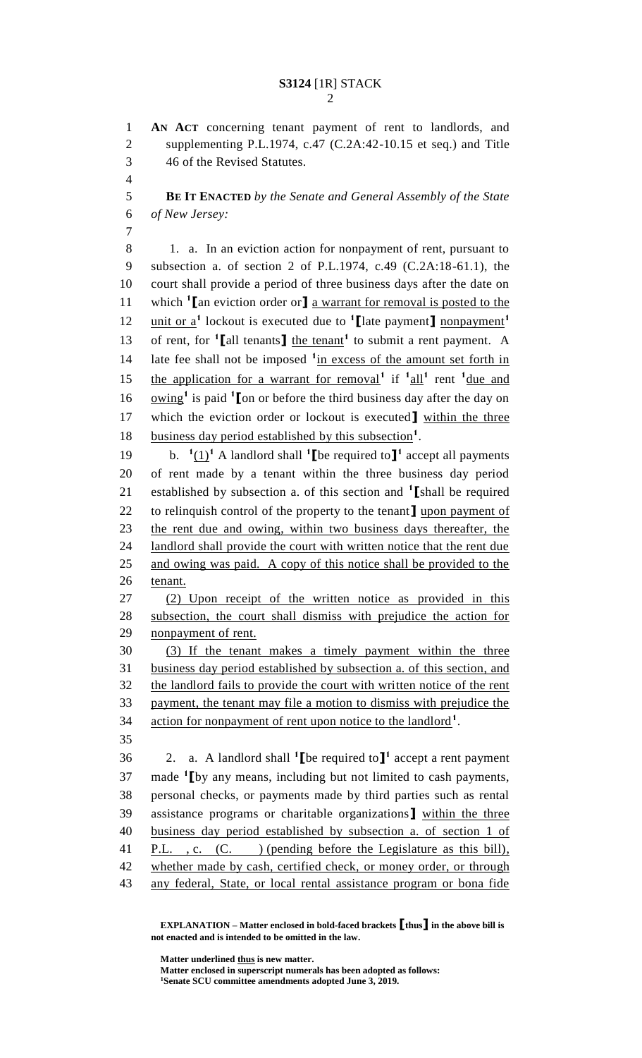**AN ACT** concerning tenant payment of rent to landlords, and supplementing P.L.1974, c.47 (C.2A:42-10.15 et seq.) and Title 46 of the Revised Statutes.

**BE IT ENACTED** *by the Senate and General Assembly of the State of New Jersey:*

1. a. In an eviction action for nonpayment of rent, pursuant to subsection a. of section 2 of P.L.1974, c.49 (C.2A:18-61.1), the court shall provide a period of three business days after the date on which [1]**[**an eviction order or**]** a warrant for removal is posted to the unit or a[1] lockout is executed due to [1]**[**late payment**]** nonpayment[1] of rent, for [1]**[**all tenants**]** the tenant[1] to submit a rent payment. A late fee shall not be imposed [1]in excess of the amount set forth in the application for a warrant for removal[1] if [1]all[1] rent [1]due and owing[1] is paid [1]**[**on or before the third business day after the day on which the eviction order or lockout is executed**]** within the three business day period established by this subsection[1].

b. [1](1)[1] A landlord shall [1]**[**be required to**]**[1] accept all payments of rent made by a tenant within the three business day period established by subsection a. of this section and [1]**[**shall be required to relinquish control of the property to the tenant**]** upon payment of the rent due and owing, within two business days thereafter, the landlord shall provide the court with written notice that the rent due and owing was paid. A copy of this notice shall be provided to the tenant.

(2) Upon receipt of the written notice as provided in this subsection, the court shall dismiss with prejudice the action for nonpayment of rent.

(3) If the tenant makes a timely payment within the three business day period established by subsection a. of this section, and the landlord fails to provide the court with written notice of the rent payment, the tenant may file a motion to dismiss with prejudice the action for nonpayment of rent upon notice to the landlord[1].

2. a. A landlord shall [1]**[**be required to**]**[1] accept a rent payment made [1]**[**by any means, including but not limited to cash payments, personal checks, or payments made by third parties such as rental assistance programs or charitable organizations**]** within the three business day period established by subsection a. of section 1 of P.L. , c. (C. ) (pending before the Legislature as this bill), whether made by cash, certified check, or money order, or through any federal, State, or local rental assistance program or bona fide

**EXPLANATION – Matter enclosed in bold-faced brackets [thus] in the above bill is not enacted and is intended to be omitted in the law.**

**Matter underlined thus is new matter.**
**Matter enclosed in superscript numerals has been adopted as follows:**
[1]**Senate SCU committee amendments adopted June 3, 2019.**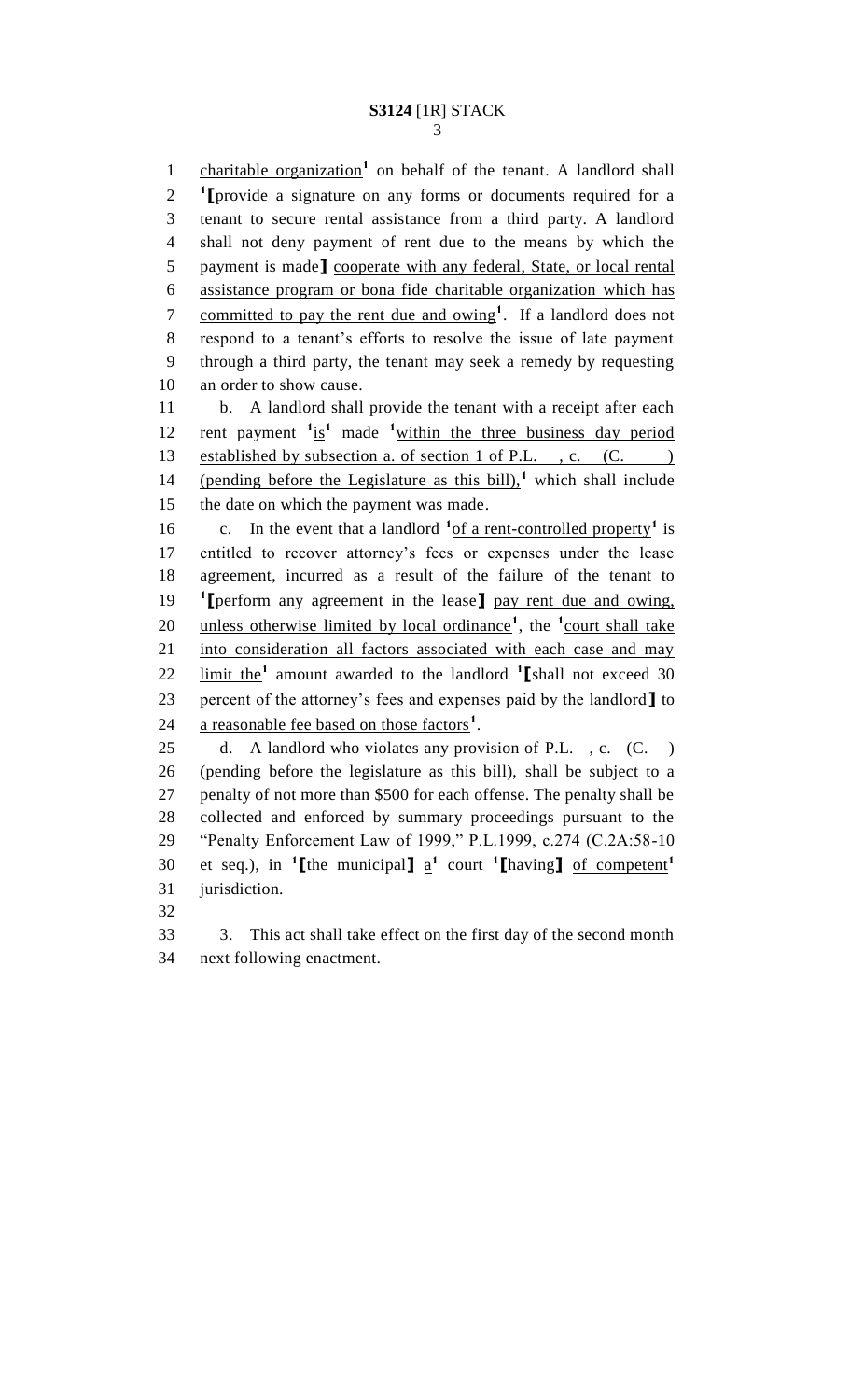charitable organization[1] on behalf of the tenant. A landlord shall [1][provide a signature on any forms or documents required for a tenant to secure rental assistance from a third party. A landlord shall not deny payment of rent due to the means by which the payment is made] cooperate with any federal, State, or local rental assistance program or bona fide charitable organization which has committed to pay the rent due and owing[1]. If a landlord does not respond to a tenant's efforts to resolve the issue of late payment through a third party, the tenant may seek a remedy by requesting an order to show cause.

b. A landlord shall provide the tenant with a receipt after each rent payment [1]is[1] made [1]within the three business day period established by subsection a. of section 1 of P.L. , c. (C. ) (pending before the Legislature as this bill),[1] which shall include the date on which the payment was made.

c. In the event that a landlord [1]of a rent-controlled property[1] is entitled to recover attorney's fees or expenses under the lease agreement, incurred as a result of the failure of the tenant to [1][perform any agreement in the lease] pay rent due and owing, unless otherwise limited by local ordinance[1], the [1]court shall take into consideration all factors associated with each case and may limit the[1] amount awarded to the landlord [1][shall not exceed 30 percent of the attorney's fees and expenses paid by the landlord] to a reasonable fee based on those factors[1].

d. A landlord who violates any provision of P.L. , c. (C. ) (pending before the legislature as this bill), shall be subject to a penalty of not more than $500 for each offense. The penalty shall be collected and enforced by summary proceedings pursuant to the "Penalty Enforcement Law of 1999," P.L.1999, c.274 (C.2A:58-10 et seq.), in [1][the municipal] a[1] court [1][having] of competent[1] jurisdiction.

3. This act shall take effect on the first day of the second month next following enactment.